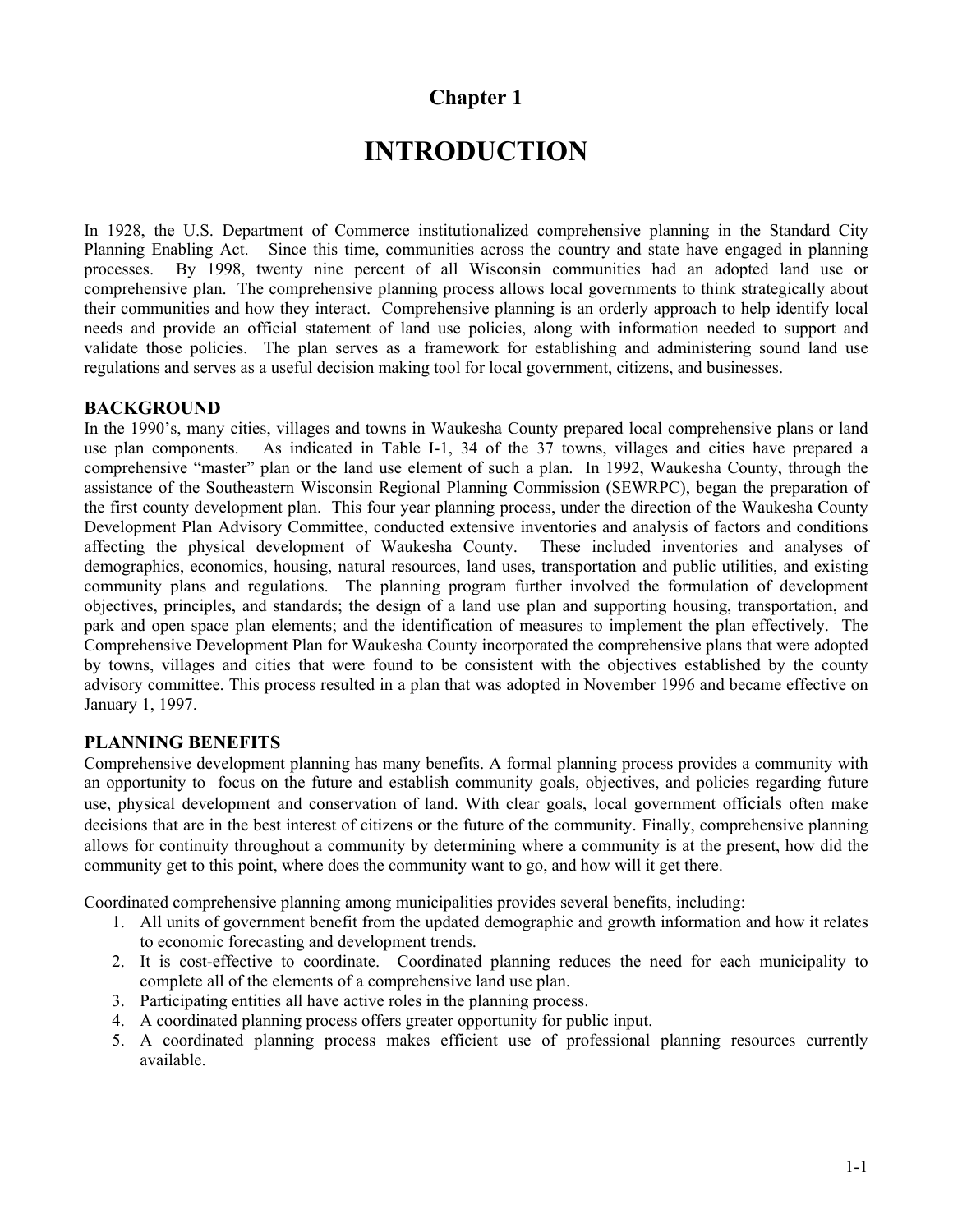# Chapter 1

# INTRODUCTION

In 1928, the U.S. Department of Commerce institutionalized comprehensive planning in the Standard City Planning Enabling Act. Since this time, communities across the country and state have engaged in planning processes. By 1998, twenty nine percent of all Wisconsin communities had an adopted land use or comprehensive plan. The comprehensive planning process allows local governments to think strategically about their communities and how they interact. Comprehensive planning is an orderly approach to help identify local needs and provide an official statement of land use policies, along with information needed to support and validate those policies. The plan serves as a framework for establishing and administering sound land use regulations and serves as a useful decision making tool for local government, citizens, and businesses.

## BACKGROUND

In the 1990's, many cities, villages and towns in Waukesha County prepared local comprehensive plans or land use plan components. As indicated in Table I-1, 34 of the 37 towns, villages and cities have prepared a comprehensive "master" plan or the land use element of such a plan. In 1992, Waukesha County, through the assistance of the Southeastern Wisconsin Regional Planning Commission (SEWRPC), began the preparation of the first county development plan. This four year planning process, under the direction of the Waukesha County Development Plan Advisory Committee, conducted extensive inventories and analysis of factors and conditions affecting the physical development of Waukesha County. These included inventories and analyses of demographics, economics, housing, natural resources, land uses, transportation and public utilities, and existing community plans and regulations. The planning program further involved the formulation of development objectives, principles, and standards; the design of a land use plan and supporting housing, transportation, and park and open space plan elements; and the identification of measures to implement the plan effectively. The Comprehensive Development Plan for Waukesha County incorporated the comprehensive plans that were adopted by towns, villages and cities that were found to be consistent with the objectives established by the county advisory committee. This process resulted in a plan that was adopted in November 1996 and became effective on January 1, 1997.

## PLANNING BENEFITS

Comprehensive development planning has many benefits. A formal planning process provides a community with an opportunity to focus on the future and establish community goals, objectives, and policies regarding future use, physical development and conservation of land. With clear goals, local government officials often make decisions that are in the best interest of citizens or the future of the community. Finally, comprehensive planning allows for continuity throughout a community by determining where a community is at the present, how did the community get to this point, where does the community want to go, and how will it get there.

Coordinated comprehensive planning among municipalities provides several benefits, including:

1. All units of government benefit from the updated demographic and growth information and how it relates to economic forecasting and development trends.
2. It is cost-effective to coordinate. Coordinated planning reduces the need for each municipality to complete all of the elements of a comprehensive land use plan.
3. Participating entities all have active roles in the planning process.
4. A coordinated planning process offers greater opportunity for public input.
5. A coordinated planning process makes efficient use of professional planning resources currently available.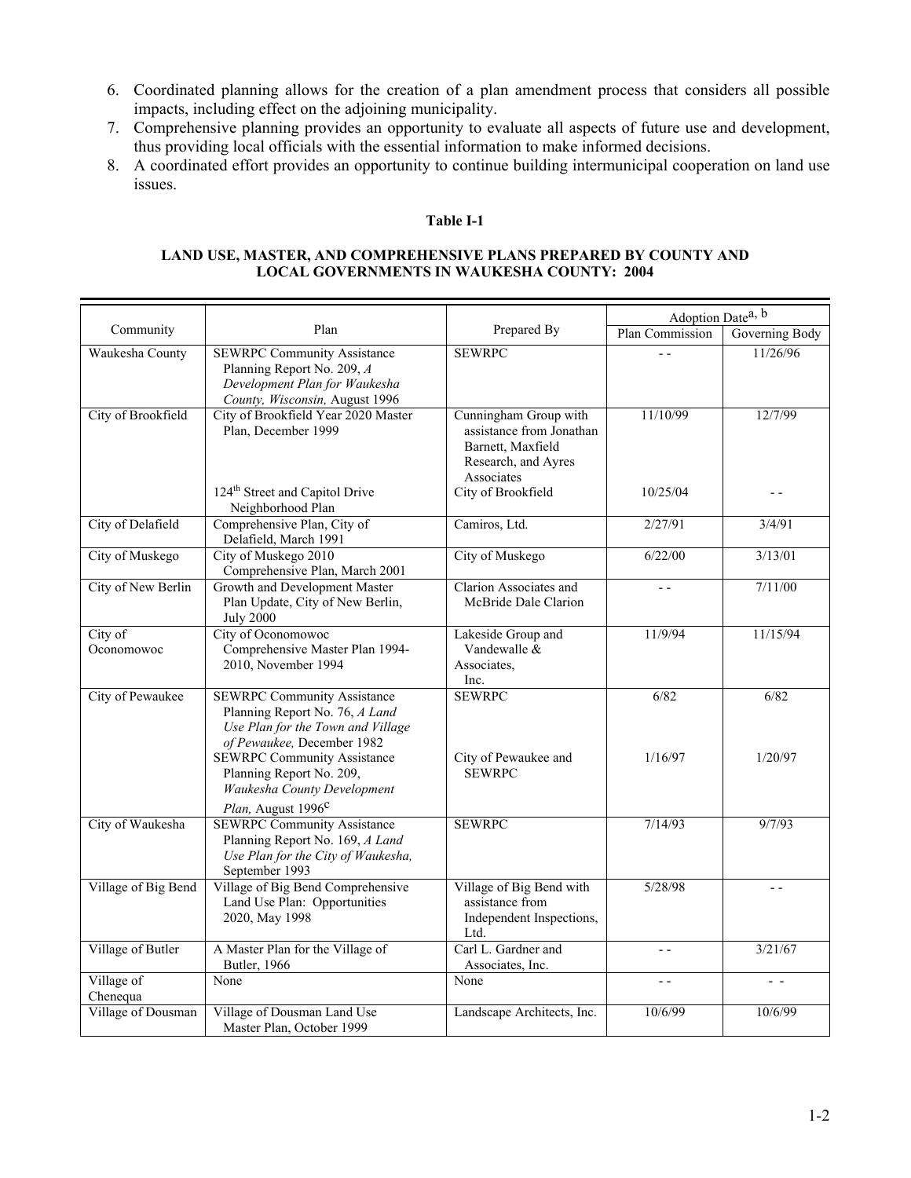6. Coordinated planning allows for the creation of a plan amendment process that considers all possible impacts, including effect on the adjoining municipality.
7. Comprehensive planning provides an opportunity to evaluate all aspects of future use and development, thus providing local officials with the essential information to make informed decisions.
8. A coordinated effort provides an opportunity to continue building intermunicipal cooperation on land use issues.

**Table I-1**

**LAND USE, MASTER, AND COMPREHENSIVE PLANS PREPARED BY COUNTY AND LOCAL GOVERNMENTS IN WAUKESHA COUNTY: 2004**

| Community | Plan | Prepared By | Adoption Date[a, b] | |
|---|---|---|---|---|
| | | | Plan Commission | Governing Body |
| Waukesha County | SEWRPC Community Assistance Planning Report No. 209, *A Development Plan for Waukesha County, Wisconsin,* August 1996 | SEWRPC | - - | 11/26/96 |
| City of Brookfield | City of Brookfield Year 2020 Master Plan, December 1999 | Cunningham Group with assistance from Jonathan Barnett, Maxfield Research, and Ayres Associates | 11/10/99 | 12/7/99 |
| | 124th Street and Capitol Drive Neighborhood Plan | City of Brookfield | 10/25/04 | - - |
| City of Delafield | Comprehensive Plan, City of Delafield, March 1991 | Camiros, Ltd. | 2/27/91 | 3/4/91 |
| City of Muskego | City of Muskego 2010 Comprehensive Plan, March 2001 | City of Muskego | 6/22/00 | 3/13/01 |
| City of New Berlin | Growth and Development Master Plan Update, City of New Berlin, July 2000 | Clarion Associates and McBride Dale Clarion | - - | 7/11/00 |
| City of Oconomowoc | City of Oconomowoc Comprehensive Master Plan 1994-2010, November 1994 | Lakeside Group and Vandewalle & Associates, Inc. | 11/9/94 | 11/15/94 |
| City of Pewaukee | SEWRPC Community Assistance Planning Report No. 76, *A Land Use Plan for the Town and Village of Pewaukee,* December 1982 | SEWRPC | 6/82 | 6/82 |
| | SEWRPC Community Assistance Planning Report No. 209, *Waukesha County Development Plan,* August 1996[c] | City of Pewaukee and SEWRPC | 1/16/97 | 1/20/97 |
| City of Waukesha | SEWRPC Community Assistance Planning Report No. 169, *A Land Use Plan for the City of Waukesha,* September 1993 | SEWRPC | 7/14/93 | 9/7/93 |
| Village of Big Bend | Village of Big Bend Comprehensive Land Use Plan: Opportunities 2020, May 1998 | Village of Big Bend with assistance from Independent Inspections, Ltd. | 5/28/98 | - - |
| Village of Butler | A Master Plan for the Village of Butler, 1966 | Carl L. Gardner and Associates, Inc. | - - | 3/21/67 |
| Village of Chenequa | None | None | - - | - - |
| Village of Dousman | Village of Dousman Land Use Master Plan, October 1999 | Landscape Architects, Inc. | 10/6/99 | 10/6/99 |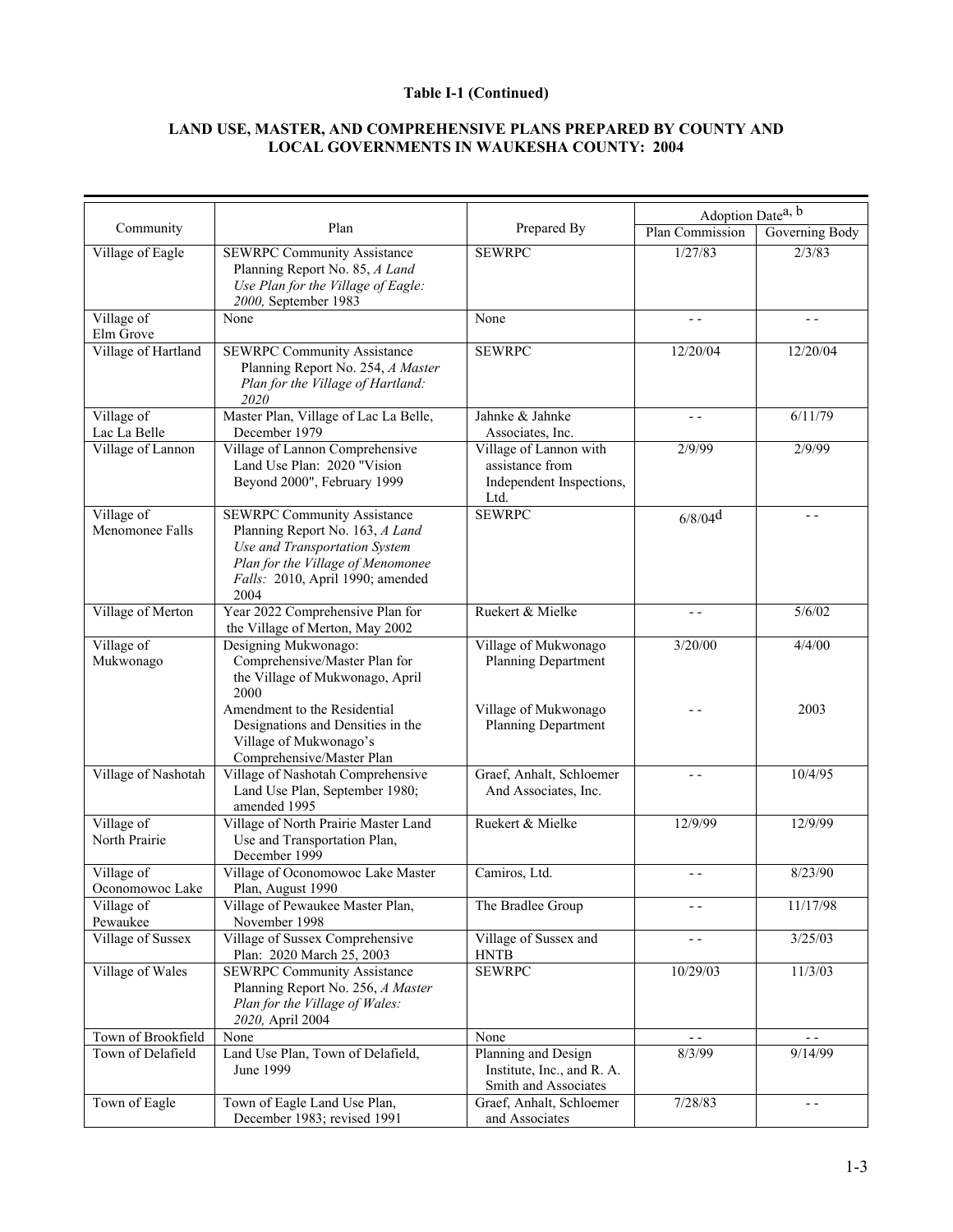**Table I-1 (Continued)**

**LAND USE, MASTER, AND COMPREHENSIVE PLANS PREPARED BY COUNTY AND LOCAL GOVERNMENTS IN WAUKESHA COUNTY: 2004**

| Community | Plan | Prepared By | Adoption Date[a, b] | |
|---|---|---|---|---|
| | | | Plan Commission | Governing Body |
| Village of Eagle | SEWRPC Community Assistance Planning Report No. 85, *A Land Use Plan for the Village of Eagle: 2000,* September 1983 | SEWRPC | 1/27/83 | 2/3/83 |
| Village of Elm Grove | None | None | - - | - - |
| Village of Hartland | SEWRPC Community Assistance Planning Report No. 254, *A Master Plan for the Village of Hartland: 2020* | SEWRPC | 12/20/04 | 12/20/04 |
| Village of Lac La Belle | Master Plan, Village of Lac La Belle, December 1979 | Jahnke & Jahnke Associates, Inc. | - - | 6/11/79 |
| Village of Lannon | Village of Lannon Comprehensive Land Use Plan: 2020 "Vision Beyond 2000", February 1999 | Village of Lannon with assistance from Independent Inspections, Ltd. | 2/9/99 | 2/9/99 |
| Village of Menomonee Falls | SEWRPC Community Assistance Planning Report No. 163, *A Land Use and Transportation System Plan for the Village of Menomonee Falls:* 2010, April 1990; amended 2004 | SEWRPC | 6/8/04[d] | - - |
| Village of Merton | Year 2022 Comprehensive Plan for the Village of Merton, May 2002 | Ruekert & Mielke | - - | 5/6/02 |
| Village of Mukwonago | Designing Mukwonago: Comprehensive/Master Plan for the Village of Mukwonago, April 2000 | Village of Mukwonago Planning Department | 3/20/00 | 4/4/00 |
| | Amendment to the Residential Designations and Densities in the Village of Mukwonago's Comprehensive/Master Plan | Village of Mukwonago Planning Department | - - | 2003 |
| Village of Nashotah | Village of Nashotah Comprehensive Land Use Plan, September 1980; amended 1995 | Graef, Anhalt, Schloemer And Associates, Inc. | - - | 10/4/95 |
| Village of North Prairie | Village of North Prairie Master Land Use and Transportation Plan, December 1999 | Ruekert & Mielke | 12/9/99 | 12/9/99 |
| Village of Oconomowoc Lake | Village of Oconomowoc Lake Master Plan, August 1990 | Camiros, Ltd. | - - | 8/23/90 |
| Village of Pewaukee | Village of Pewaukee Master Plan, November 1998 | The Bradlee Group | - - | 11/17/98 |
| Village of Sussex | Village of Sussex Comprehensive Plan: 2020 March 25, 2003 | Village of Sussex and HNTB | - - | 3/25/03 |
| Village of Wales | SEWRPC Community Assistance Planning Report No. 256, *A Master Plan for the Village of Wales: 2020,* April 2004 | SEWRPC | 10/29/03 | 11/3/03 |
| Town of Brookfield | None | None | - - | - - |
| Town of Delafield | Land Use Plan, Town of Delafield, June 1999 | Planning and Design Institute, Inc., and R. A. Smith and Associates | 8/3/99 | 9/14/99 |
| Town of Eagle | Town of Eagle Land Use Plan, December 1983; revised 1991 | Graef, Anhalt, Schloemer and Associates | 7/28/83 | - - |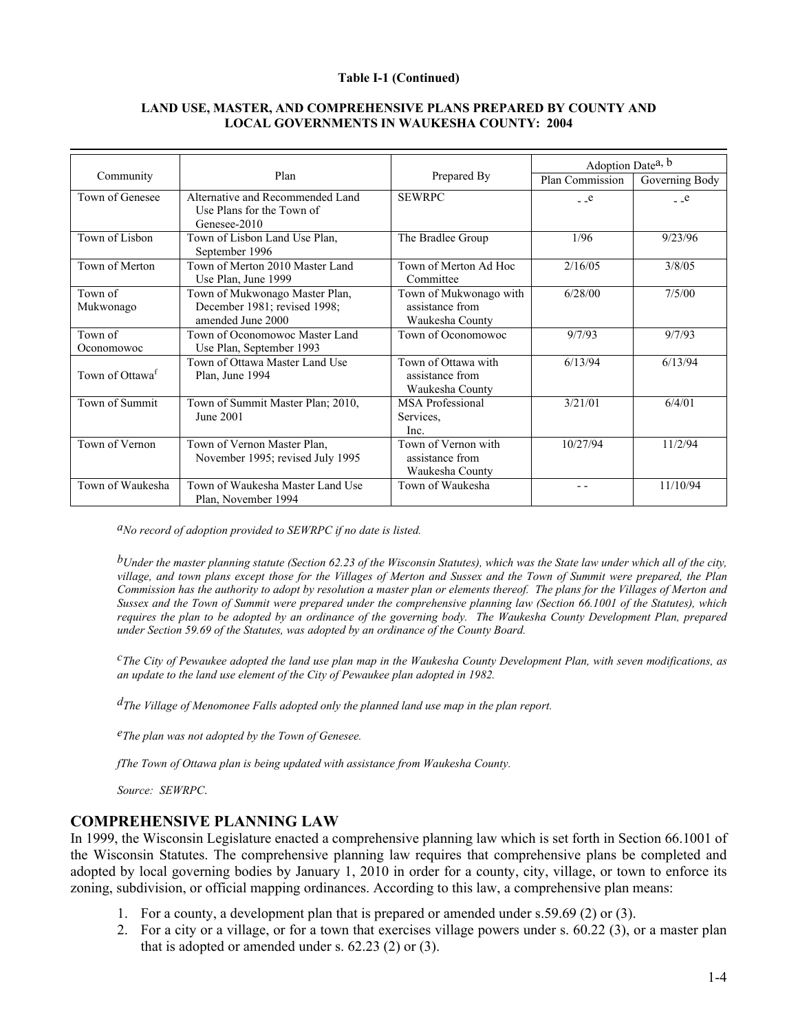**Table I-1 (Continued)**

**LAND USE, MASTER, AND COMPREHENSIVE PLANS PREPARED BY COUNTY AND LOCAL GOVERNMENTS IN WAUKESHA COUNTY: 2004**

| Community | Plan | Prepared By | Adoption Date[a, b] | |
|---|---|---|---|---|
| | | | Plan Commission | Governing Body |
| Town of Genesee | Alternative and Recommended Land Use Plans for the Town of Genesee-2010 | SEWRPC | - -e | - -e |
| Town of Lisbon | Town of Lisbon Land Use Plan, September 1996 | The Bradlee Group | 1/96 | 9/23/96 |
| Town of Merton | Town of Merton 2010 Master Land Use Plan, June 1999 | Town of Merton Ad Hoc Committee | 2/16/05 | 3/8/05 |
| Town of Mukwonago | Town of Mukwonago Master Plan, December 1981; revised 1998; amended June 2000 | Town of Mukwonago with assistance from Waukesha County | 6/28/00 | 7/5/00 |
| Town of Oconomowoc | Town of Oconomowoc Master Land Use Plan, September 1993 | Town of Oconomowoc | 9/7/93 | 9/7/93 |
| Town of Ottawa[f] | Town of Ottawa Master Land Use Plan, June 1994 | Town of Ottawa with assistance from Waukesha County | 6/13/94 | 6/13/94 |
| Town of Summit | Town of Summit Master Plan; 2010, June 2001 | MSA Professional Services, Inc. | 3/21/01 | 6/4/01 |
| Town of Vernon | Town of Vernon Master Plan, November 1995; revised July 1995 | Town of Vernon with assistance from Waukesha County | 10/27/94 | 11/2/94 |
| Town of Waukesha | Town of Waukesha Master Land Use Plan, November 1994 | Town of Waukesha | - - | 11/10/94 |

*[a]No record of adoption provided to SEWRPC if no date is listed.*

*[b]Under the master planning statute (Section 62.23 of the Wisconsin Statutes), which was the State law under which all of the city, village, and town plans except those for the Villages of Merton and Sussex and the Town of Summit were prepared, the Plan Commission has the authority to adopt by resolution a master plan or elements thereof. The plans for the Villages of Merton and Sussex and the Town of Summit were prepared under the comprehensive planning law (Section 66.1001 of the Statutes), which requires the plan to be adopted by an ordinance of the governing body. The Waukesha County Development Plan, prepared under Section 59.69 of the Statutes, was adopted by an ordinance of the County Board.*

*[c]The City of Pewaukee adopted the land use plan map in the Waukesha County Development Plan, with seven modifications, as an update to the land use element of the City of Pewaukee plan adopted in 1982.*

*[d]The Village of Menomonee Falls adopted only the planned land use map in the plan report.*

*[e]The plan was not adopted by the Town of Genesee.*

*fThe Town of Ottawa plan is being updated with assistance from Waukesha County.*

*Source: SEWRPC.*

## COMPREHENSIVE PLANNING LAW

In 1999, the Wisconsin Legislature enacted a comprehensive planning law which is set forth in Section 66.1001 of the Wisconsin Statutes. The comprehensive planning law requires that comprehensive plans be completed and adopted by local governing bodies by January 1, 2010 in order for a county, city, village, or town to enforce its zoning, subdivision, or official mapping ordinances. According to this law, a comprehensive plan means:

1. For a county, a development plan that is prepared or amended under s.59.69 (2) or (3).
2. For a city or a village, or for a town that exercises village powers under s. 60.22 (3), or a master plan that is adopted or amended under s. 62.23 (2) or (3).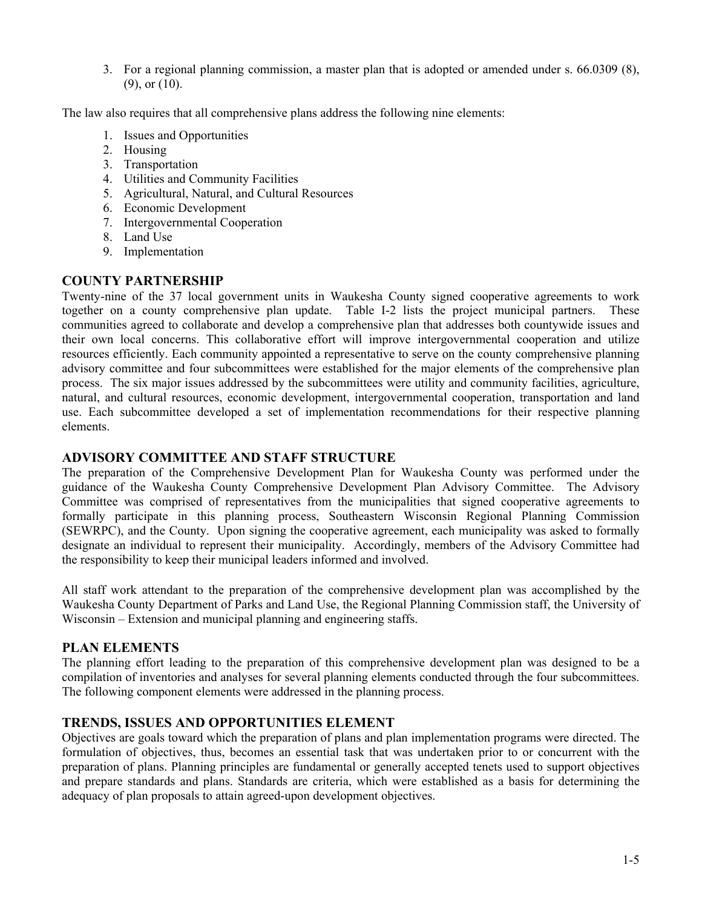3. For a regional planning commission, a master plan that is adopted or amended under s. 66.0309 (8), (9), or (10).

The law also requires that all comprehensive plans address the following nine elements:

1. Issues and Opportunities
2. Housing
3. Transportation
4. Utilities and Community Facilities
5. Agricultural, Natural, and Cultural Resources
6. Economic Development
7. Intergovernmental Cooperation
8. Land Use
9. Implementation

## COUNTY PARTNERSHIP

Twenty-nine of the 37 local government units in Waukesha County signed cooperative agreements to work together on a county comprehensive plan update. Table I-2 lists the project municipal partners. These communities agreed to collaborate and develop a comprehensive plan that addresses both countywide issues and their own local concerns. This collaborative effort will improve intergovernmental cooperation and utilize resources efficiently. Each community appointed a representative to serve on the county comprehensive planning advisory committee and four subcommittees were established for the major elements of the comprehensive plan process. The six major issues addressed by the subcommittees were utility and community facilities, agriculture, natural, and cultural resources, economic development, intergovernmental cooperation, transportation and land use. Each subcommittee developed a set of implementation recommendations for their respective planning elements.

## ADVISORY COMMITTEE AND STAFF STRUCTURE

The preparation of the Comprehensive Development Plan for Waukesha County was performed under the guidance of the Waukesha County Comprehensive Development Plan Advisory Committee. The Advisory Committee was comprised of representatives from the municipalities that signed cooperative agreements to formally participate in this planning process, Southeastern Wisconsin Regional Planning Commission (SEWRPC), and the County. Upon signing the cooperative agreement, each municipality was asked to formally designate an individual to represent their municipality. Accordingly, members of the Advisory Committee had the responsibility to keep their municipal leaders informed and involved.

All staff work attendant to the preparation of the comprehensive development plan was accomplished by the Waukesha County Department of Parks and Land Use, the Regional Planning Commission staff, the University of Wisconsin – Extension and municipal planning and engineering staffs.

## PLAN ELEMENTS

The planning effort leading to the preparation of this comprehensive development plan was designed to be a compilation of inventories and analyses for several planning elements conducted through the four subcommittees. The following component elements were addressed in the planning process.

## TRENDS, ISSUES AND OPPORTUNITIES ELEMENT

Objectives are goals toward which the preparation of plans and plan implementation programs were directed. The formulation of objectives, thus, becomes an essential task that was undertaken prior to or concurrent with the preparation of plans. Planning principles are fundamental or generally accepted tenets used to support objectives and prepare standards and plans. Standards are criteria, which were established as a basis for determining the adequacy of plan proposals to attain agreed-upon development objectives.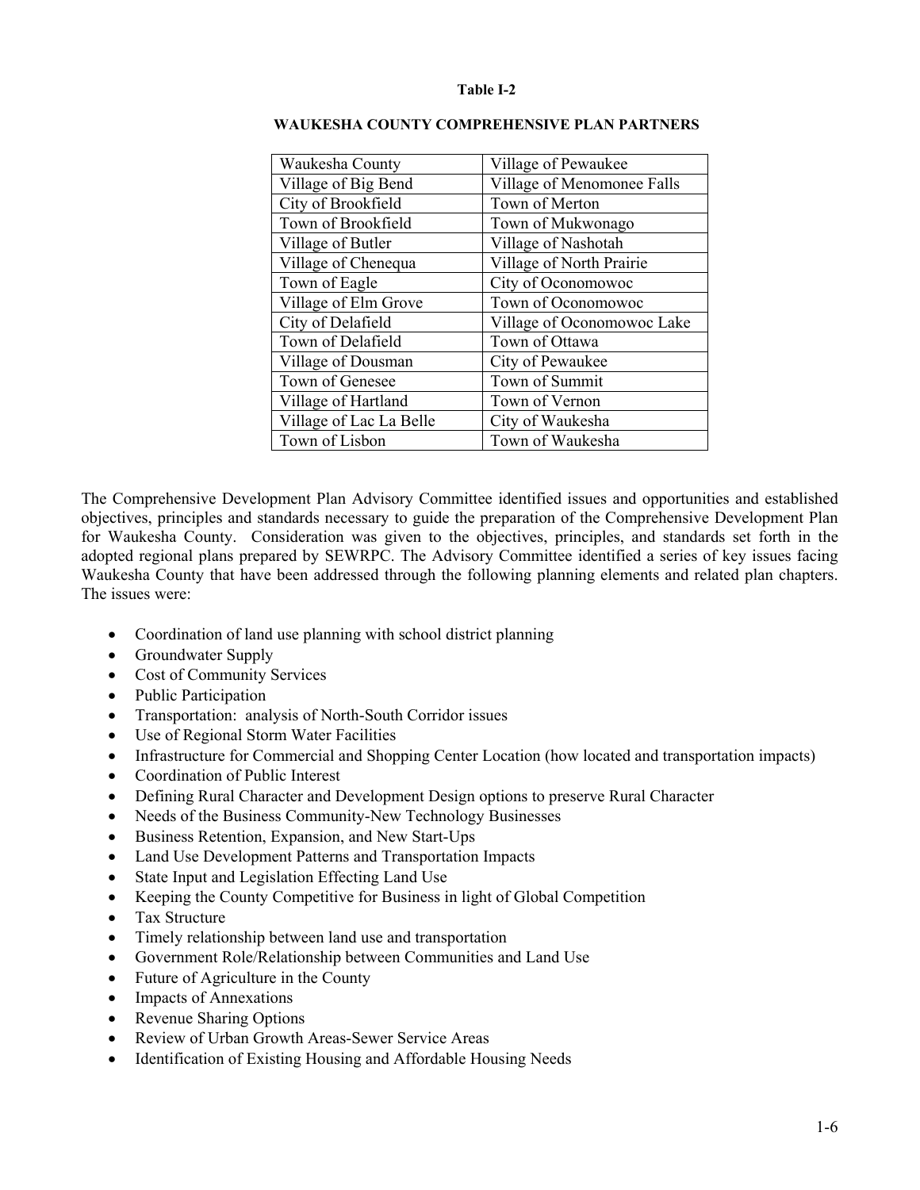**Table I-2**

**WAUKESHA COUNTY COMPREHENSIVE PLAN PARTNERS**

| | |
|---|---|
| Waukesha County | Village of Pewaukee |
| Village of Big Bend | Village of Menomonee Falls |
| City of Brookfield | Town of Merton |
| Town of Brookfield | Town of Mukwonago |
| Village of Butler | Village of Nashotah |
| Village of Chenequa | Village of North Prairie |
| Town of Eagle | City of Oconomowoc |
| Village of Elm Grove | Town of Oconomowoc |
| City of Delafield | Village of Oconomowoc Lake |
| Town of Delafield | Town of Ottawa |
| Village of Dousman | City of Pewaukee |
| Town of Genesee | Town of Summit |
| Village of Hartland | Town of Vernon |
| Village of Lac La Belle | City of Waukesha |
| Town of Lisbon | Town of Waukesha |

The Comprehensive Development Plan Advisory Committee identified issues and opportunities and established objectives, principles and standards necessary to guide the preparation of the Comprehensive Development Plan for Waukesha County. Consideration was given to the objectives, principles, and standards set forth in the adopted regional plans prepared by SEWRPC. The Advisory Committee identified a series of key issues facing Waukesha County that have been addressed through the following planning elements and related plan chapters. The issues were:

- Coordination of land use planning with school district planning
- Groundwater Supply
- Cost of Community Services
- Public Participation
- Transportation: analysis of North-South Corridor issues
- Use of Regional Storm Water Facilities
- Infrastructure for Commercial and Shopping Center Location (how located and transportation impacts)
- Coordination of Public Interest
- Defining Rural Character and Development Design options to preserve Rural Character
- Needs of the Business Community-New Technology Businesses
- Business Retention, Expansion, and New Start-Ups
- Land Use Development Patterns and Transportation Impacts
- State Input and Legislation Effecting Land Use
- Keeping the County Competitive for Business in light of Global Competition
- Tax Structure
- Timely relationship between land use and transportation
- Government Role/Relationship between Communities and Land Use
- Future of Agriculture in the County
- Impacts of Annexations
- Revenue Sharing Options
- Review of Urban Growth Areas-Sewer Service Areas
- Identification of Existing Housing and Affordable Housing Needs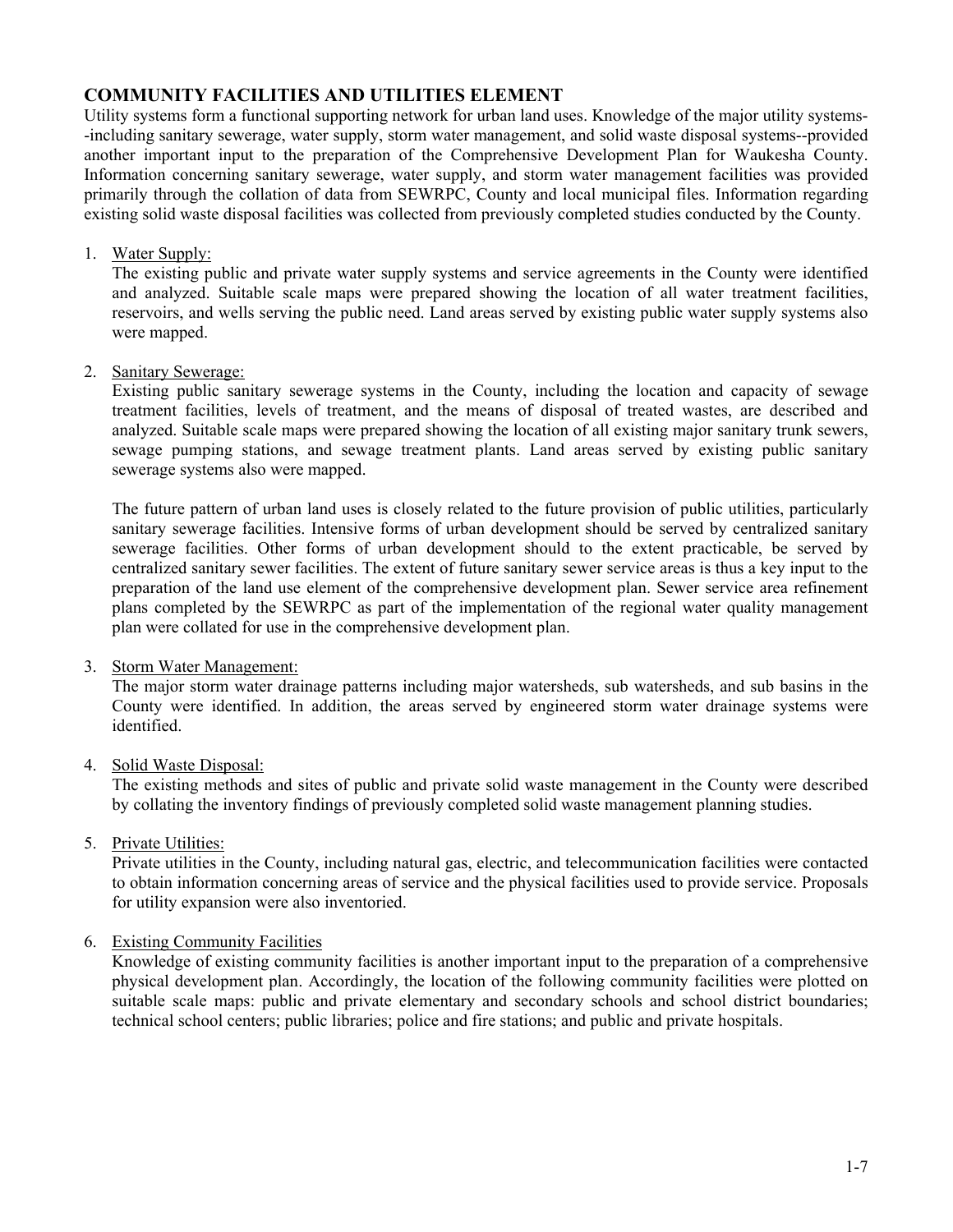## COMMUNITY FACILITIES AND UTILITIES ELEMENT

Utility systems form a functional supporting network for urban land uses. Knowledge of the major utility systems--including sanitary sewerage, water supply, storm water management, and solid waste disposal systems--provided another important input to the preparation of the Comprehensive Development Plan for Waukesha County. Information concerning sanitary sewerage, water supply, and storm water management facilities was provided primarily through the collation of data from SEWRPC, County and local municipal files. Information regarding existing solid waste disposal facilities was collected from previously completed studies conducted by the County.

1. Water Supply:
   The existing public and private water supply systems and service agreements in the County were identified and analyzed. Suitable scale maps were prepared showing the location of all water treatment facilities, reservoirs, and wells serving the public need. Land areas served by existing public water supply systems also were mapped.

2. Sanitary Sewerage:
   Existing public sanitary sewerage systems in the County, including the location and capacity of sewage treatment facilities, levels of treatment, and the means of disposal of treated wastes, are described and analyzed. Suitable scale maps were prepared showing the location of all existing major sanitary trunk sewers, sewage pumping stations, and sewage treatment plants. Land areas served by existing public sanitary sewerage systems also were mapped.

   The future pattern of urban land uses is closely related to the future provision of public utilities, particularly sanitary sewerage facilities. Intensive forms of urban development should be served by centralized sanitary sewerage facilities. Other forms of urban development should to the extent practicable, be served by centralized sanitary sewer facilities. The extent of future sanitary sewer service areas is thus a key input to the preparation of the land use element of the comprehensive development plan. Sewer service area refinement plans completed by the SEWRPC as part of the implementation of the regional water quality management plan were collated for use in the comprehensive development plan.

3. Storm Water Management:
   The major storm water drainage patterns including major watersheds, sub watersheds, and sub basins in the County were identified. In addition, the areas served by engineered storm water drainage systems were identified.

4. Solid Waste Disposal:
   The existing methods and sites of public and private solid waste management in the County were described by collating the inventory findings of previously completed solid waste management planning studies.

5. Private Utilities:
   Private utilities in the County, including natural gas, electric, and telecommunication facilities were contacted to obtain information concerning areas of service and the physical facilities used to provide service. Proposals for utility expansion were also inventoried.

6. Existing Community Facilities
   Knowledge of existing community facilities is another important input to the preparation of a comprehensive physical development plan. Accordingly, the location of the following community facilities were plotted on suitable scale maps: public and private elementary and secondary schools and school district boundaries; technical school centers; public libraries; police and fire stations; and public and private hospitals.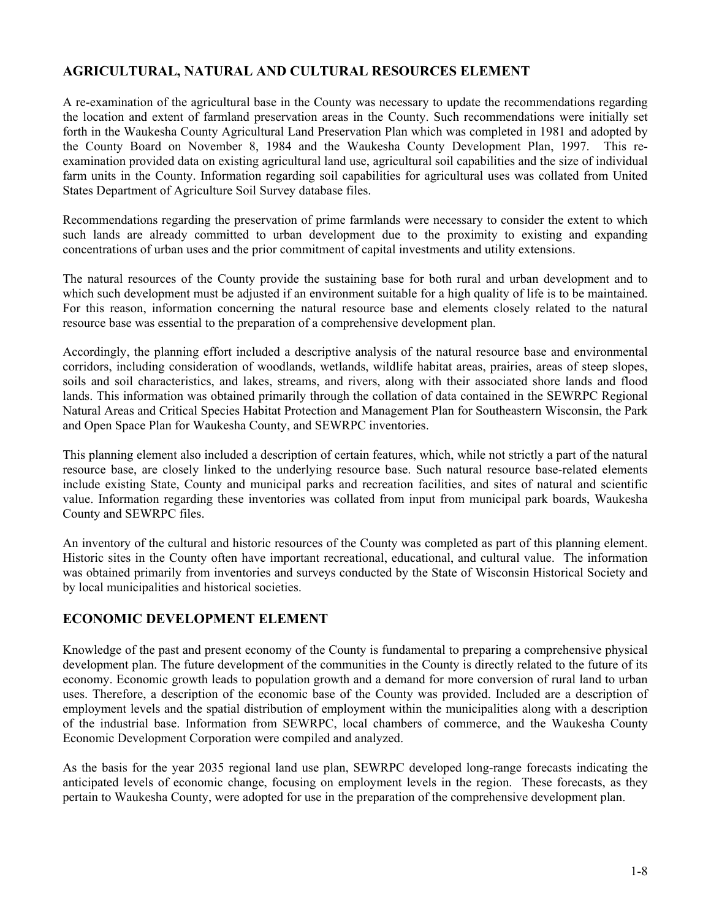## AGRICULTURAL, NATURAL AND CULTURAL RESOURCES ELEMENT

A re-examination of the agricultural base in the County was necessary to update the recommendations regarding the location and extent of farmland preservation areas in the County. Such recommendations were initially set forth in the Waukesha County Agricultural Land Preservation Plan which was completed in 1981 and adopted by the County Board on November 8, 1984 and the Waukesha County Development Plan, 1997. This re-examination provided data on existing agricultural land use, agricultural soil capabilities and the size of individual farm units in the County. Information regarding soil capabilities for agricultural uses was collated from United States Department of Agriculture Soil Survey database files.

Recommendations regarding the preservation of prime farmlands were necessary to consider the extent to which such lands are already committed to urban development due to the proximity to existing and expanding concentrations of urban uses and the prior commitment of capital investments and utility extensions.

The natural resources of the County provide the sustaining base for both rural and urban development and to which such development must be adjusted if an environment suitable for a high quality of life is to be maintained. For this reason, information concerning the natural resource base and elements closely related to the natural resource base was essential to the preparation of a comprehensive development plan.

Accordingly, the planning effort included a descriptive analysis of the natural resource base and environmental corridors, including consideration of woodlands, wetlands, wildlife habitat areas, prairies, areas of steep slopes, soils and soil characteristics, and lakes, streams, and rivers, along with their associated shore lands and flood lands. This information was obtained primarily through the collation of data contained in the SEWRPC Regional Natural Areas and Critical Species Habitat Protection and Management Plan for Southeastern Wisconsin, the Park and Open Space Plan for Waukesha County, and SEWRPC inventories.

This planning element also included a description of certain features, which, while not strictly a part of the natural resource base, are closely linked to the underlying resource base. Such natural resource base-related elements include existing State, County and municipal parks and recreation facilities, and sites of natural and scientific value. Information regarding these inventories was collated from input from municipal park boards, Waukesha County and SEWRPC files.

An inventory of the cultural and historic resources of the County was completed as part of this planning element. Historic sites in the County often have important recreational, educational, and cultural value. The information was obtained primarily from inventories and surveys conducted by the State of Wisconsin Historical Society and by local municipalities and historical societies.

## ECONOMIC DEVELOPMENT ELEMENT

Knowledge of the past and present economy of the County is fundamental to preparing a comprehensive physical development plan. The future development of the communities in the County is directly related to the future of its economy. Economic growth leads to population growth and a demand for more conversion of rural land to urban uses. Therefore, a description of the economic base of the County was provided. Included are a description of employment levels and the spatial distribution of employment within the municipalities along with a description of the industrial base. Information from SEWRPC, local chambers of commerce, and the Waukesha County Economic Development Corporation were compiled and analyzed.

As the basis for the year 2035 regional land use plan, SEWRPC developed long-range forecasts indicating the anticipated levels of economic change, focusing on employment levels in the region. These forecasts, as they pertain to Waukesha County, were adopted for use in the preparation of the comprehensive development plan.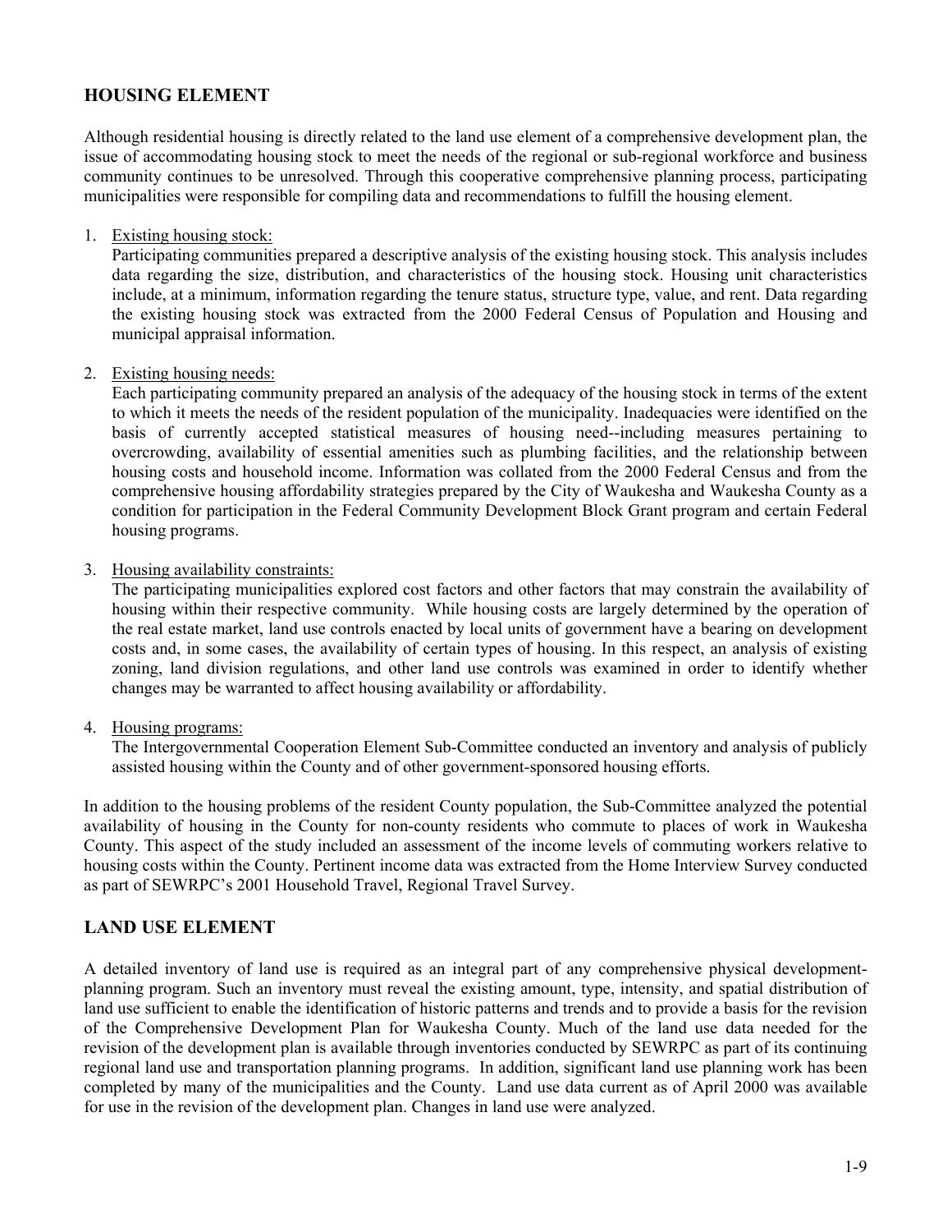## HOUSING ELEMENT

Although residential housing is directly related to the land use element of a comprehensive development plan, the issue of accommodating housing stock to meet the needs of the regional or sub-regional workforce and business community continues to be unresolved. Through this cooperative comprehensive planning process, participating municipalities were responsible for compiling data and recommendations to fulfill the housing element.

1. Existing housing stock:
   Participating communities prepared a descriptive analysis of the existing housing stock. This analysis includes data regarding the size, distribution, and characteristics of the housing stock. Housing unit characteristics include, at a minimum, information regarding the tenure status, structure type, value, and rent. Data regarding the existing housing stock was extracted from the 2000 Federal Census of Population and Housing and municipal appraisal information.

2. Existing housing needs:
   Each participating community prepared an analysis of the adequacy of the housing stock in terms of the extent to which it meets the needs of the resident population of the municipality. Inadequacies were identified on the basis of currently accepted statistical measures of housing need--including measures pertaining to overcrowding, availability of essential amenities such as plumbing facilities, and the relationship between housing costs and household income. Information was collated from the 2000 Federal Census and from the comprehensive housing affordability strategies prepared by the City of Waukesha and Waukesha County as a condition for participation in the Federal Community Development Block Grant program and certain Federal housing programs.

3. Housing availability constraints:
   The participating municipalities explored cost factors and other factors that may constrain the availability of housing within their respective community. While housing costs are largely determined by the operation of the real estate market, land use controls enacted by local units of government have a bearing on development costs and, in some cases, the availability of certain types of housing. In this respect, an analysis of existing zoning, land division regulations, and other land use controls was examined in order to identify whether changes may be warranted to affect housing availability or affordability.

4. Housing programs:
   The Intergovernmental Cooperation Element Sub-Committee conducted an inventory and analysis of publicly assisted housing within the County and of other government-sponsored housing efforts.

In addition to the housing problems of the resident County population, the Sub-Committee analyzed the potential availability of housing in the County for non-county residents who commute to places of work in Waukesha County. This aspect of the study included an assessment of the income levels of commuting workers relative to housing costs within the County. Pertinent income data was extracted from the Home Interview Survey conducted as part of SEWRPC's 2001 Household Travel, Regional Travel Survey.

## LAND USE ELEMENT

A detailed inventory of land use is required as an integral part of any comprehensive physical development-planning program. Such an inventory must reveal the existing amount, type, intensity, and spatial distribution of land use sufficient to enable the identification of historic patterns and trends and to provide a basis for the revision of the Comprehensive Development Plan for Waukesha County. Much of the land use data needed for the revision of the development plan is available through inventories conducted by SEWRPC as part of its continuing regional land use and transportation planning programs. In addition, significant land use planning work has been completed by many of the municipalities and the County. Land use data current as of April 2000 was available for use in the revision of the development plan. Changes in land use were analyzed.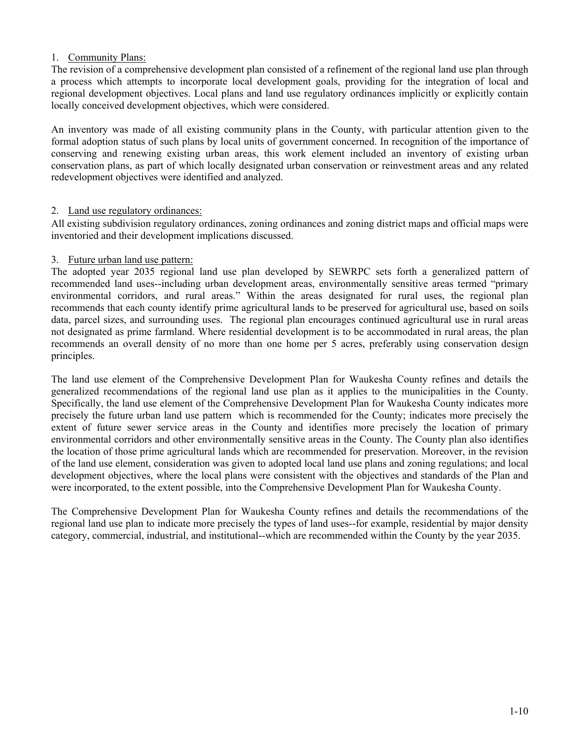1. Community Plans:

The revision of a comprehensive development plan consisted of a refinement of the regional land use plan through a process which attempts to incorporate local development goals, providing for the integration of local and regional development objectives. Local plans and land use regulatory ordinances implicitly or explicitly contain locally conceived development objectives, which were considered.

An inventory was made of all existing community plans in the County, with particular attention given to the formal adoption status of such plans by local units of government concerned. In recognition of the importance of conserving and renewing existing urban areas, this work element included an inventory of existing urban conservation plans, as part of which locally designated urban conservation or reinvestment areas and any related redevelopment objectives were identified and analyzed.

2. Land use regulatory ordinances:

All existing subdivision regulatory ordinances, zoning ordinances and zoning district maps and official maps were inventoried and their development implications discussed.

3. Future urban land use pattern:

The adopted year 2035 regional land use plan developed by SEWRPC sets forth a generalized pattern of recommended land uses--including urban development areas, environmentally sensitive areas termed "primary environmental corridors, and rural areas." Within the areas designated for rural uses, the regional plan recommends that each county identify prime agricultural lands to be preserved for agricultural use, based on soils data, parcel sizes, and surrounding uses. The regional plan encourages continued agricultural use in rural areas not designated as prime farmland. Where residential development is to be accommodated in rural areas, the plan recommends an overall density of no more than one home per 5 acres, preferably using conservation design principles.

The land use element of the Comprehensive Development Plan for Waukesha County refines and details the generalized recommendations of the regional land use plan as it applies to the municipalities in the County. Specifically, the land use element of the Comprehensive Development Plan for Waukesha County indicates more precisely the future urban land use pattern which is recommended for the County; indicates more precisely the extent of future sewer service areas in the County and identifies more precisely the location of primary environmental corridors and other environmentally sensitive areas in the County. The County plan also identifies the location of those prime agricultural lands which are recommended for preservation. Moreover, in the revision of the land use element, consideration was given to adopted local land use plans and zoning regulations; and local development objectives, where the local plans were consistent with the objectives and standards of the Plan and were incorporated, to the extent possible, into the Comprehensive Development Plan for Waukesha County.

The Comprehensive Development Plan for Waukesha County refines and details the recommendations of the regional land use plan to indicate more precisely the types of land uses--for example, residential by major density category, commercial, industrial, and institutional--which are recommended within the County by the year 2035.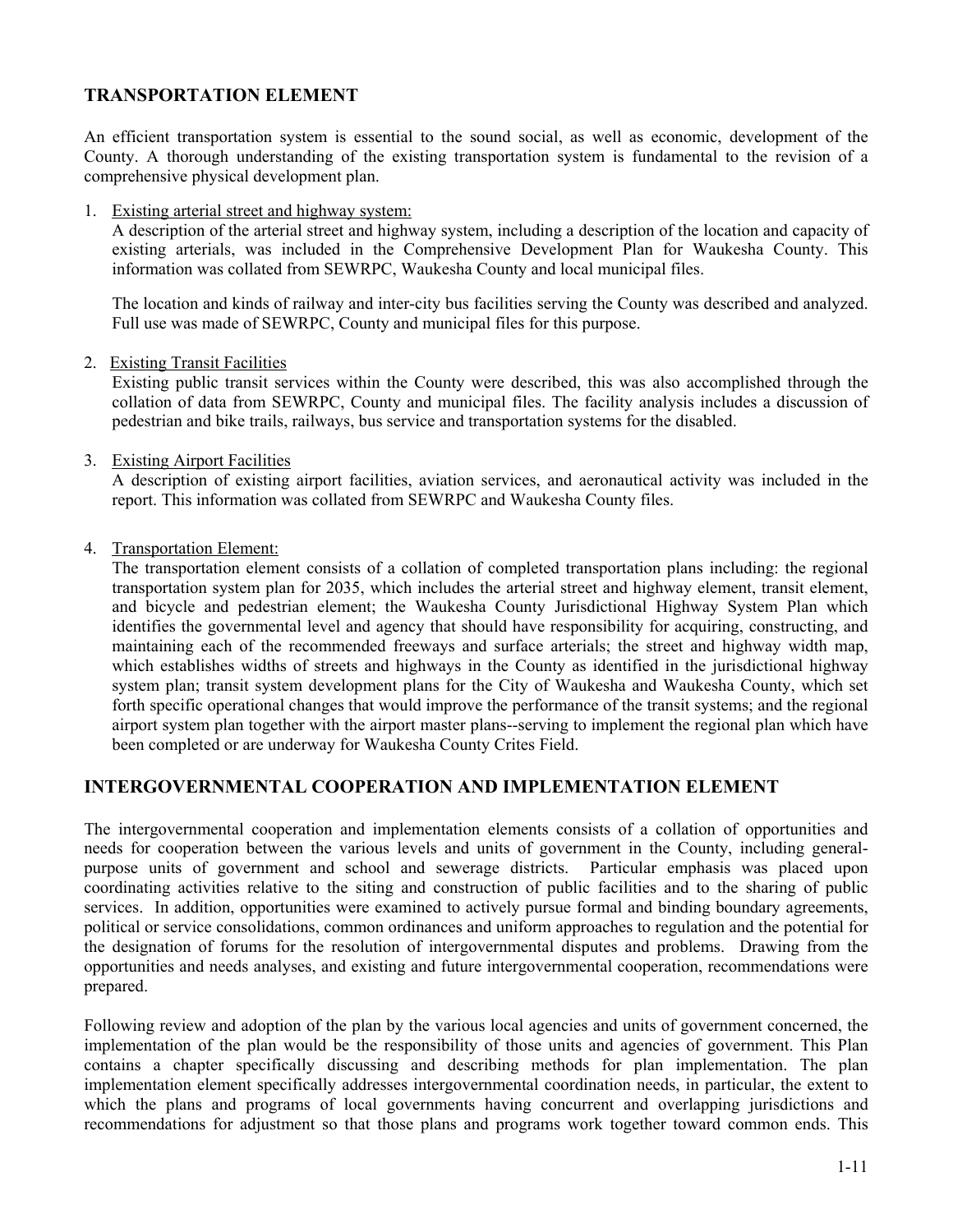## TRANSPORTATION ELEMENT

An efficient transportation system is essential to the sound social, as well as economic, development of the County. A thorough understanding of the existing transportation system is fundamental to the revision of a comprehensive physical development plan.

1. Existing arterial street and highway system:
   A description of the arterial street and highway system, including a description of the location and capacity of existing arterials, was included in the Comprehensive Development Plan for Waukesha County. This information was collated from SEWRPC, Waukesha County and local municipal files.

   The location and kinds of railway and inter-city bus facilities serving the County was described and analyzed. Full use was made of SEWRPC, County and municipal files for this purpose.

2. Existing Transit Facilities
   Existing public transit services within the County were described, this was also accomplished through the collation of data from SEWRPC, County and municipal files. The facility analysis includes a discussion of pedestrian and bike trails, railways, bus service and transportation systems for the disabled.

3. Existing Airport Facilities
   A description of existing airport facilities, aviation services, and aeronautical activity was included in the report. This information was collated from SEWRPC and Waukesha County files.

4. Transportation Element:
   The transportation element consists of a collation of completed transportation plans including: the regional transportation system plan for 2035, which includes the arterial street and highway element, transit element, and bicycle and pedestrian element; the Waukesha County Jurisdictional Highway System Plan which identifies the governmental level and agency that should have responsibility for acquiring, constructing, and maintaining each of the recommended freeways and surface arterials; the street and highway width map, which establishes widths of streets and highways in the County as identified in the jurisdictional highway system plan; transit system development plans for the City of Waukesha and Waukesha County, which set forth specific operational changes that would improve the performance of the transit systems; and the regional airport system plan together with the airport master plans--serving to implement the regional plan which have been completed or are underway for Waukesha County Crites Field.

## INTERGOVERNMENTAL COOPERATION AND IMPLEMENTATION ELEMENT

The intergovernmental cooperation and implementation elements consists of a collation of opportunities and needs for cooperation between the various levels and units of government in the County, including general-purpose units of government and school and sewerage districts. Particular emphasis was placed upon coordinating activities relative to the siting and construction of public facilities and to the sharing of public services. In addition, opportunities were examined to actively pursue formal and binding boundary agreements, political or service consolidations, common ordinances and uniform approaches to regulation and the potential for the designation of forums for the resolution of intergovernmental disputes and problems. Drawing from the opportunities and needs analyses, and existing and future intergovernmental cooperation, recommendations were prepared.

Following review and adoption of the plan by the various local agencies and units of government concerned, the implementation of the plan would be the responsibility of those units and agencies of government. This Plan contains a chapter specifically discussing and describing methods for plan implementation. The plan implementation element specifically addresses intergovernmental coordination needs, in particular, the extent to which the plans and programs of local governments having concurrent and overlapping jurisdictions and recommendations for adjustment so that those plans and programs work together toward common ends. This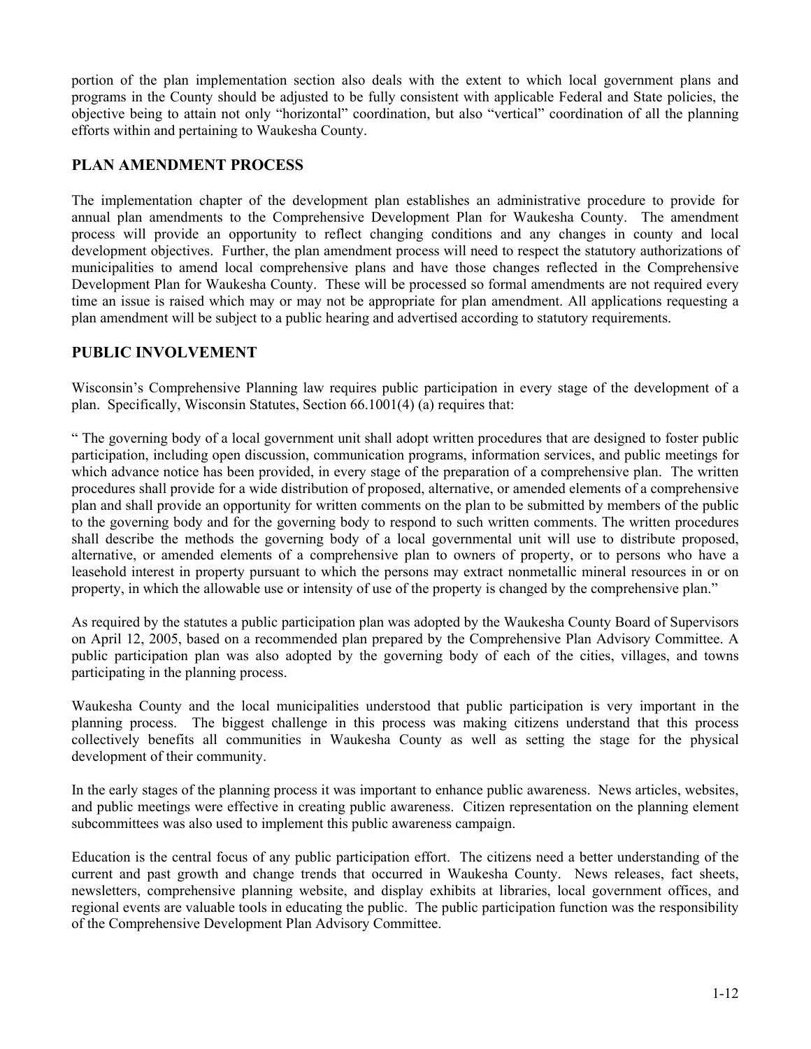portion of the plan implementation section also deals with the extent to which local government plans and programs in the County should be adjusted to be fully consistent with applicable Federal and State policies, the objective being to attain not only "horizontal" coordination, but also "vertical" coordination of all the planning efforts within and pertaining to Waukesha County.

## PLAN AMENDMENT PROCESS

The implementation chapter of the development plan establishes an administrative procedure to provide for annual plan amendments to the Comprehensive Development Plan for Waukesha County. The amendment process will provide an opportunity to reflect changing conditions and any changes in county and local development objectives. Further, the plan amendment process will need to respect the statutory authorizations of municipalities to amend local comprehensive plans and have those changes reflected in the Comprehensive Development Plan for Waukesha County. These will be processed so formal amendments are not required every time an issue is raised which may or may not be appropriate for plan amendment. All applications requesting a plan amendment will be subject to a public hearing and advertised according to statutory requirements.

## PUBLIC INVOLVEMENT

Wisconsin's Comprehensive Planning law requires public participation in every stage of the development of a plan. Specifically, Wisconsin Statutes, Section 66.1001(4) (a) requires that:

" The governing body of a local government unit shall adopt written procedures that are designed to foster public participation, including open discussion, communication programs, information services, and public meetings for which advance notice has been provided, in every stage of the preparation of a comprehensive plan. The written procedures shall provide for a wide distribution of proposed, alternative, or amended elements of a comprehensive plan and shall provide an opportunity for written comments on the plan to be submitted by members of the public to the governing body and for the governing body to respond to such written comments. The written procedures shall describe the methods the governing body of a local governmental unit will use to distribute proposed, alternative, or amended elements of a comprehensive plan to owners of property, or to persons who have a leasehold interest in property pursuant to which the persons may extract nonmetallic mineral resources in or on property, in which the allowable use or intensity of use of the property is changed by the comprehensive plan."

As required by the statutes a public participation plan was adopted by the Waukesha County Board of Supervisors on April 12, 2005, based on a recommended plan prepared by the Comprehensive Plan Advisory Committee. A public participation plan was also adopted by the governing body of each of the cities, villages, and towns participating in the planning process.

Waukesha County and the local municipalities understood that public participation is very important in the planning process. The biggest challenge in this process was making citizens understand that this process collectively benefits all communities in Waukesha County as well as setting the stage for the physical development of their community.

In the early stages of the planning process it was important to enhance public awareness. News articles, websites, and public meetings were effective in creating public awareness. Citizen representation on the planning element subcommittees was also used to implement this public awareness campaign.

Education is the central focus of any public participation effort. The citizens need a better understanding of the current and past growth and change trends that occurred in Waukesha County. News releases, fact sheets, newsletters, comprehensive planning website, and display exhibits at libraries, local government offices, and regional events are valuable tools in educating the public. The public participation function was the responsibility of the Comprehensive Development Plan Advisory Committee.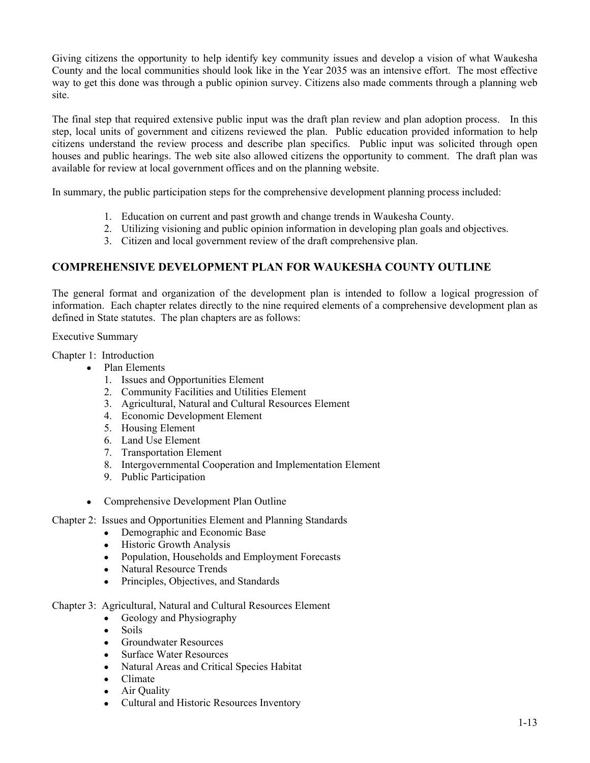Giving citizens the opportunity to help identify key community issues and develop a vision of what Waukesha County and the local communities should look like in the Year 2035 was an intensive effort. The most effective way to get this done was through a public opinion survey. Citizens also made comments through a planning web site.

The final step that required extensive public input was the draft plan review and plan adoption process. In this step, local units of government and citizens reviewed the plan. Public education provided information to help citizens understand the review process and describe plan specifics. Public input was solicited through open houses and public hearings. The web site also allowed citizens the opportunity to comment. The draft plan was available for review at local government offices and on the planning website.

In summary, the public participation steps for the comprehensive development planning process included:

1. Education on current and past growth and change trends in Waukesha County.
2. Utilizing visioning and public opinion information in developing plan goals and objectives.
3. Citizen and local government review of the draft comprehensive plan.

## COMPREHENSIVE DEVELOPMENT PLAN FOR WAUKESHA COUNTY OUTLINE

The general format and organization of the development plan is intended to follow a logical progression of information. Each chapter relates directly to the nine required elements of a comprehensive development plan as defined in State statutes. The plan chapters are as follows:

Executive Summary

Chapter 1: Introduction

- Plan Elements
  1. Issues and Opportunities Element
  2. Community Facilities and Utilities Element
  3. Agricultural, Natural and Cultural Resources Element
  4. Economic Development Element
  5. Housing Element
  6. Land Use Element
  7. Transportation Element
  8. Intergovernmental Cooperation and Implementation Element
  9. Public Participation
- Comprehensive Development Plan Outline

Chapter 2: Issues and Opportunities Element and Planning Standards

- Demographic and Economic Base
- Historic Growth Analysis
- Population, Households and Employment Forecasts
- Natural Resource Trends
- Principles, Objectives, and Standards

Chapter 3: Agricultural, Natural and Cultural Resources Element

- Geology and Physiography
- Soils
- Groundwater Resources
- Surface Water Resources
- Natural Areas and Critical Species Habitat
- Climate
- Air Quality
- Cultural and Historic Resources Inventory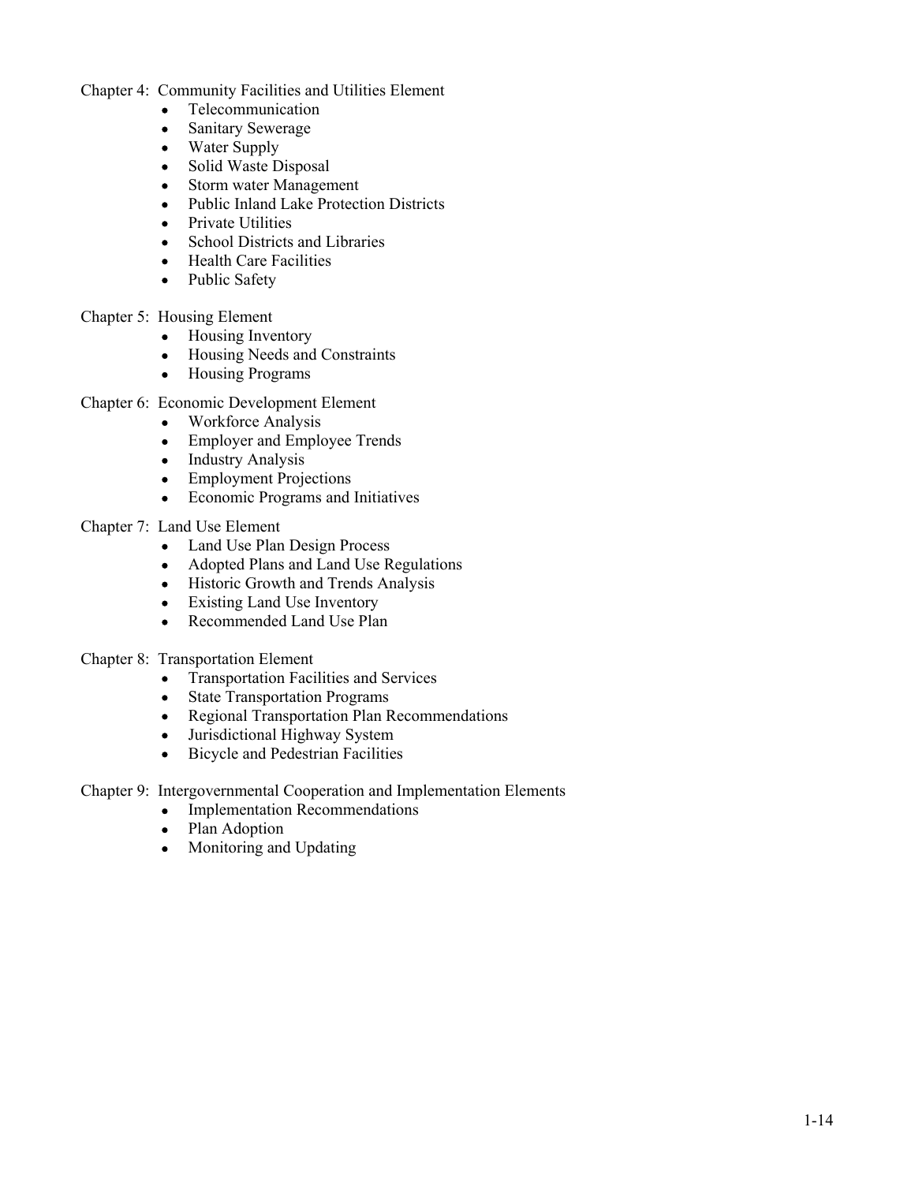Chapter 4: Community Facilities and Utilities Element

- Telecommunication
- Sanitary Sewerage
- Water Supply
- Solid Waste Disposal
- Storm water Management
- Public Inland Lake Protection Districts
- Private Utilities
- School Districts and Libraries
- Health Care Facilities
- Public Safety

Chapter 5: Housing Element

- Housing Inventory
- Housing Needs and Constraints
- Housing Programs

Chapter 6: Economic Development Element

- Workforce Analysis
- Employer and Employee Trends
- Industry Analysis
- Employment Projections
- Economic Programs and Initiatives

Chapter 7: Land Use Element

- Land Use Plan Design Process
- Adopted Plans and Land Use Regulations
- Historic Growth and Trends Analysis
- Existing Land Use Inventory
- Recommended Land Use Plan

Chapter 8: Transportation Element

- Transportation Facilities and Services
- State Transportation Programs
- Regional Transportation Plan Recommendations
- Jurisdictional Highway System
- Bicycle and Pedestrian Facilities

Chapter 9: Intergovernmental Cooperation and Implementation Elements

- Implementation Recommendations
- Plan Adoption
- Monitoring and Updating